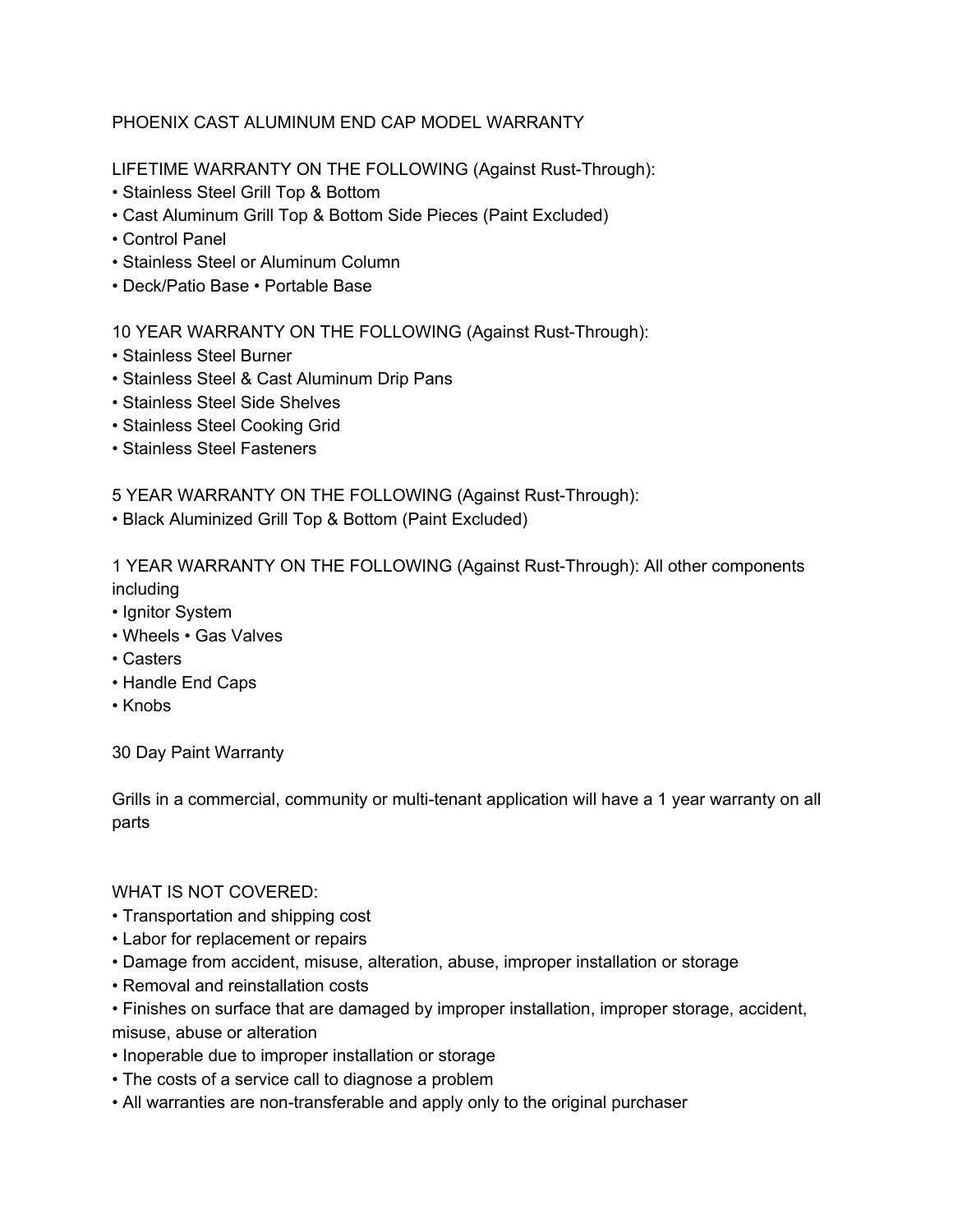# PHOENIX CAST ALUMINUM END CAP MODEL WARRANTY

LIFETIME WARRANTY ON THE FOLLOWING (Against Rust-Through):

- Stainless Steel Grill Top & Bottom
- Cast Aluminum Grill Top & Bottom Side Pieces (Paint Excluded)
- Control Panel
- Stainless Steel or Aluminum Column
- Deck/Patio Base • Portable Base

10 YEAR WARRANTY ON THE FOLLOWING (Against Rust-Through):

- Stainless Steel Burner
- Stainless Steel & Cast Aluminum Drip Pans
- Stainless Steel Side Shelves
- Stainless Steel Cooking Grid
- Stainless Steel Fasteners

5 YEAR WARRANTY ON THE FOLLOWING (Against Rust-Through):

- Black Aluminized Grill Top & Bottom (Paint Excluded)

1 YEAR WARRANTY ON THE FOLLOWING (Against Rust-Through): All other components including

- Ignitor System
- Wheels • Gas Valves
- Casters
- Handle End Caps
- Knobs

30 Day Paint Warranty

Grills in a commercial, community or multi-tenant application will have a 1 year warranty on all parts

WHAT IS NOT COVERED:

- Transportation and shipping cost
- Labor for replacement or repairs
- Damage from accident, misuse, alteration, abuse, improper installation or storage
- Removal and reinstallation costs
- Finishes on surface that are damaged by improper installation, improper storage, accident, misuse, abuse or alteration
- Inoperable due to improper installation or storage
- The costs of a service call to diagnose a problem
- All warranties are non-transferable and apply only to the original purchaser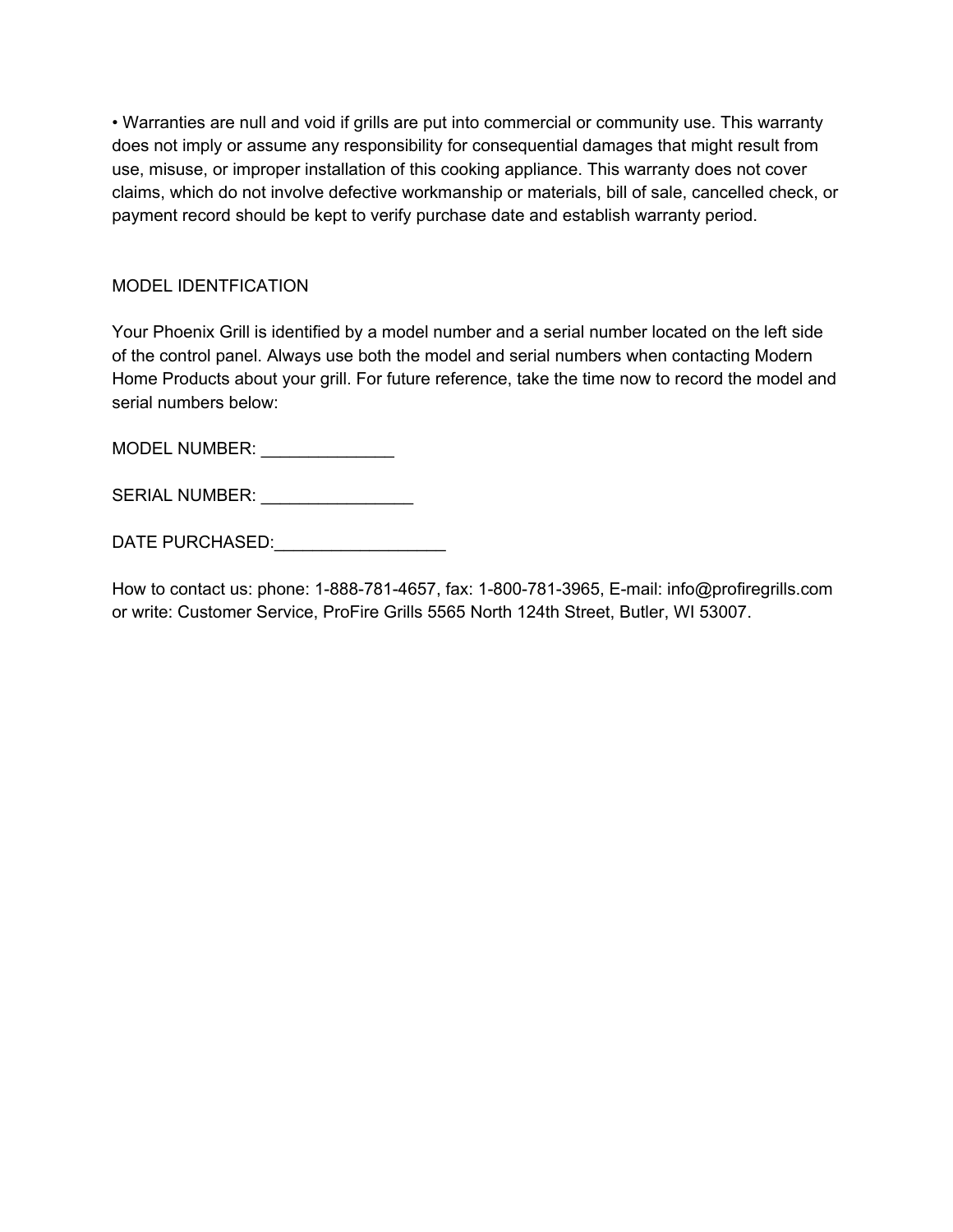• Warranties are null and void if grills are put into commercial or community use. This warranty does not imply or assume any responsibility for consequential damages that might result from use, misuse, or improper installation of this cooking appliance. This warranty does not cover claims, which do not involve defective workmanship or materials, bill of sale, cancelled check, or payment record should be kept to verify purchase date and establish warranty period.

## MODEL IDENTFICATION

Your Phoenix Grill is identified by a model number and a serial number located on the left side of the control panel. Always use both the model and serial numbers when contacting Modern Home Products about your grill. For future reference, take the time now to record the model and serial numbers below:

MODEL NUMBER: ______________

SERIAL NUMBER: ________________

DATE PURCHASED:__________________

How to contact us: phone: 1-888-781-4657, fax: 1-800-781-3965, E-mail: info@profiregrills.com or write: Customer Service, ProFire Grills 5565 North 124th Street, Butler, WI 53007.